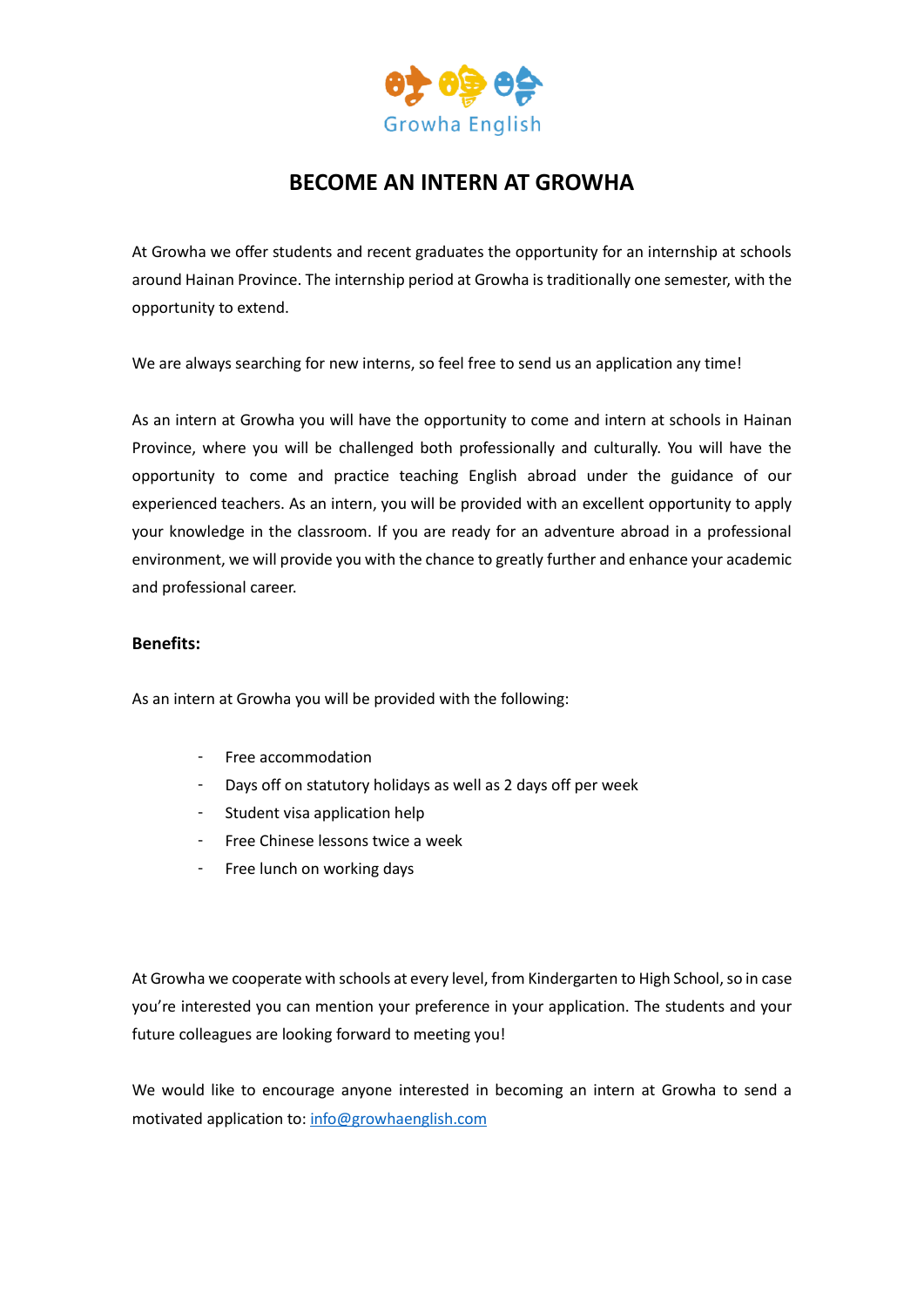Growha English

# BECOME AN INTERN AT GROWHA

At Growha we offer students and recent graduates the opportunity for an internship at schools around Hainan Province. The internship period at Growha is traditionally one semester, with the opportunity to extend.

We are always searching for new interns, so feel free to send us an application any time!

As an intern at Growha you will have the opportunity to come and intern at schools in Hainan Province, where you will be challenged both professionally and culturally. You will have the opportunity to come and practice teaching English abroad under the guidance of our experienced teachers. As an intern, you will be provided with an excellent opportunity to apply your knowledge in the classroom. If you are ready for an adventure abroad in a professional environment, we will provide you with the chance to greatly further and enhance your academic and professional career.

**Benefits:**

As an intern at Growha you will be provided with the following:

- Free accommodation
- Days off on statutory holidays as well as 2 days off per week
- Student visa application help
- Free Chinese lessons twice a week
- Free lunch on working days

At Growha we cooperate with schools at every level, from Kindergarten to High School, so in case you're interested you can mention your preference in your application. The students and your future colleagues are looking forward to meeting you!

We would like to encourage anyone interested in becoming an intern at Growha to send a motivated application to: info@growhaenglish.com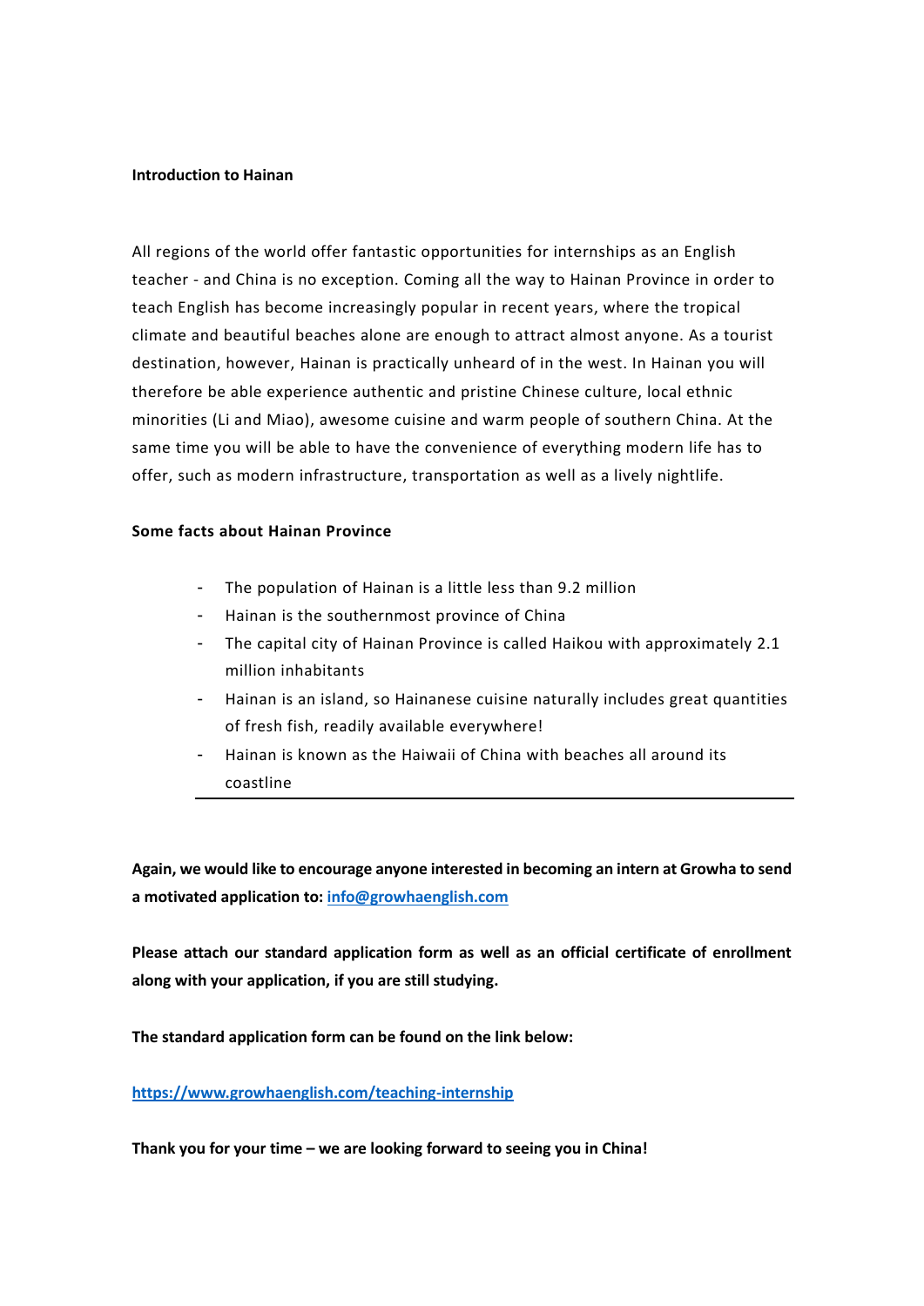**Introduction to Hainan**

All regions of the world offer fantastic opportunities for internships as an English teacher - and China is no exception. Coming all the way to Hainan Province in order to teach English has become increasingly popular in recent years, where the tropical climate and beautiful beaches alone are enough to attract almost anyone. As a tourist destination, however, Hainan is practically unheard of in the west. In Hainan you will therefore be able experience authentic and pristine Chinese culture, local ethnic minorities (Li and Miao), awesome cuisine and warm people of southern China. At the same time you will be able to have the convenience of everything modern life has to offer, such as modern infrastructure, transportation as well as a lively nightlife.

**Some facts about Hainan Province**

- The population of Hainan is a little less than 9.2 million
- Hainan is the southernmost province of China
- The capital city of Hainan Province is called Haikou with approximately 2.1 million inhabitants
- Hainan is an island, so Hainanese cuisine naturally includes great quantities of fresh fish, readily available everywhere!
- Hainan is known as the Haiwaii of China with beaches all around its coastline

---

**Again, we would like to encourage anyone interested in becoming an intern at Growha to send a motivated application to: [info@growhaenglish.com](mailto:info@growhaenglish.com)**

**Please attach our standard application form as well as an official certificate of enrollment along with your application, if you are still studying.**

**The standard application form can be found on the link below:**

**[https://www.growhaenglish.com/teaching-internship](https://www.growhaenglish.com/teaching-internship)**

**Thank you for your time – we are looking forward to seeing you in China!**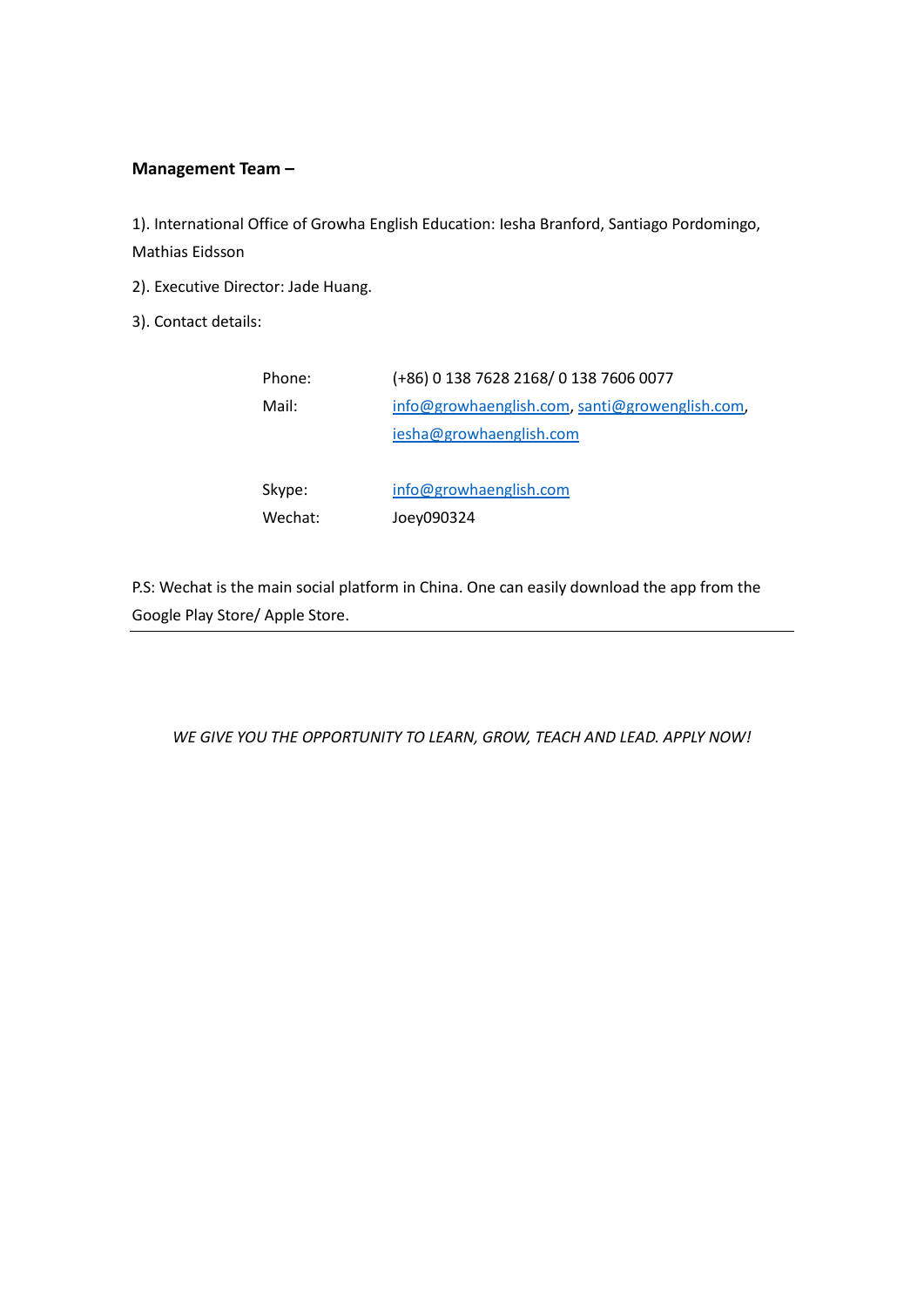**Management Team –**

1). International Office of Growha English Education: Iesha Branford, Santiago Pordomingo, Mathias Eidsson

2). Executive Director: Jade Huang.

3). Contact details:

| | |
|---|---|
| Phone: | (+86) 0 138 7628 2168/ 0 138 7606 0077 |
| Mail: | info@growhaenglish.com, santi@growenglish.com, iesha@growhaenglish.com |
| Skype: | info@growhaenglish.com |
| Wechat: | Joey090324 |

P.S: Wechat is the main social platform in China. One can easily download the app from the Google Play Store/ Apple Store.

---

*WE GIVE YOU THE OPPORTUNITY TO LEARN, GROW, TEACH AND LEAD. APPLY NOW!*